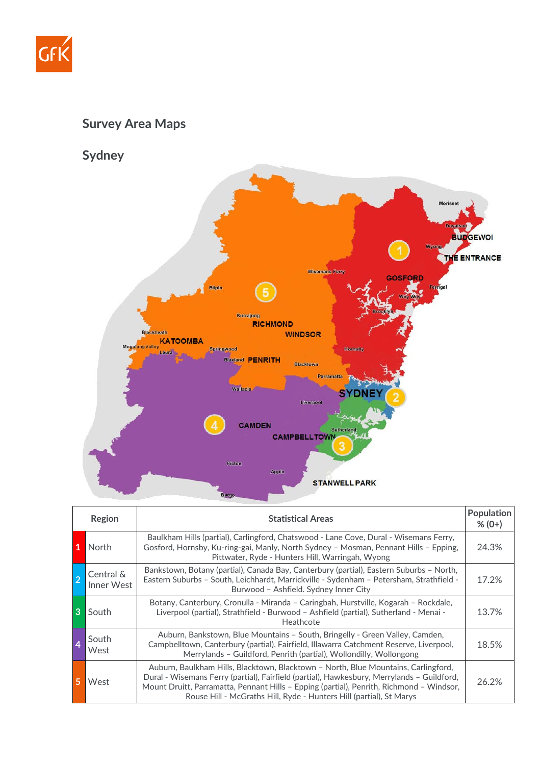## Survey Area Maps

## Sydney

| Region | Statistical Areas | Population % (0+) |
|---|---|---|
| 1 North | Baulkham Hills (partial), Carlingford, Chatswood - Lane Cove, Dural - Wisemans Ferry, Gosford, Hornsby, Ku-ring-gai, Manly, North Sydney – Mosman, Pennant Hills – Epping, Pittwater, Ryde - Hunters Hill, Warringah, Wyong | 24.3% |
| 2 Central & Inner West | Bankstown, Botany (partial), Canada Bay, Canterbury (partial), Eastern Suburbs – North, Eastern Suburbs – South, Leichhardt, Marrickville - Sydenham – Petersham, Strathfield - Burwood – Ashfield. Sydney Inner City | 17.2% |
| 3 South | Botany, Canterbury, Cronulla - Miranda – Caringbah, Hurstville, Kogarah – Rockdale, Liverpool (partial), Strathfield - Burwood – Ashfield (partial), Sutherland - Menai - Heathcote | 13.7% |
| 4 South West | Auburn, Bankstown, Blue Mountains – South, Bringelly - Green Valley, Camden, Campbelltown, Canterbury (partial), Fairfield, Illawarra Catchment Reserve, Liverpool, Merrylands – Guildford, Penrith (partial), Wollondilly, Wollongong | 18.5% |
| 5 West | Auburn, Baulkham Hills, Blacktown, Blacktown – North, Blue Mountains, Carlingford, Dural - Wisemans Ferry (partial), Fairfield (partial), Hawkesbury, Merrylands – Guildford, Mount Druitt, Parramatta, Pennant Hills – Epping (partial), Penrith, Richmond – Windsor, Rouse Hill - McGraths Hill, Ryde - Hunters Hill (partial), St Marys | 26.2% |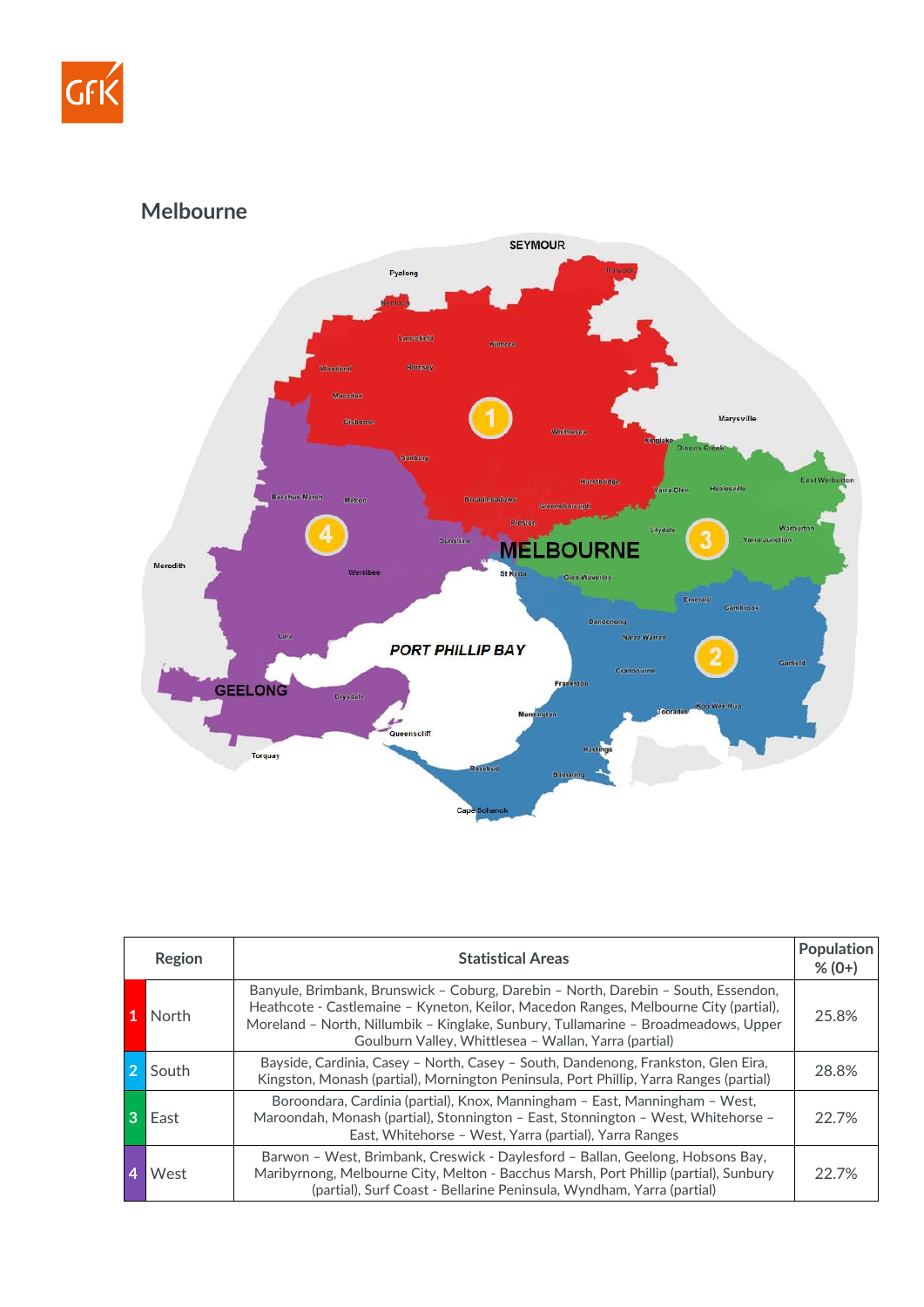## Melbourne

| Region | | Statistical Areas | Population % (0+) |
|---|---|---|---|
| 1 | North | Banyule, Brimbank, Brunswick – Coburg, Darebin – North, Darebin – South, Essendon, Heathcote - Castlemaine – Kyneton, Keilor, Macedon Ranges, Melbourne City (partial), Moreland – North, Nillumbik – Kinglake, Sunbury, Tullamarine – Broadmeadows, Upper Goulburn Valley, Whittlesea – Wallan, Yarra (partial) | 25.8% |
| 2 | South | Bayside, Cardinia, Casey – North, Casey – South, Dandenong, Frankston, Glen Eira, Kingston, Monash (partial), Mornington Peninsula, Port Phillip, Yarra Ranges (partial) | 28.8% |
| 3 | East | Boroondara, Cardinia (partial), Knox, Manningham – East, Manningham – West, Maroondah, Monash (partial), Stonnington – East, Stonnington – West, Whitehorse – East, Whitehorse – West, Yarra (partial), Yarra Ranges | 22.7% |
| 4 | West | Barwon – West, Brimbank, Creswick - Daylesford – Ballan, Geelong, Hobsons Bay, Maribyrnong, Melbourne City, Melton - Bacchus Marsh, Port Phillip (partial), Sunbury (partial), Surf Coast - Bellarine Peninsula, Wyndham, Yarra (partial) | 22.7% |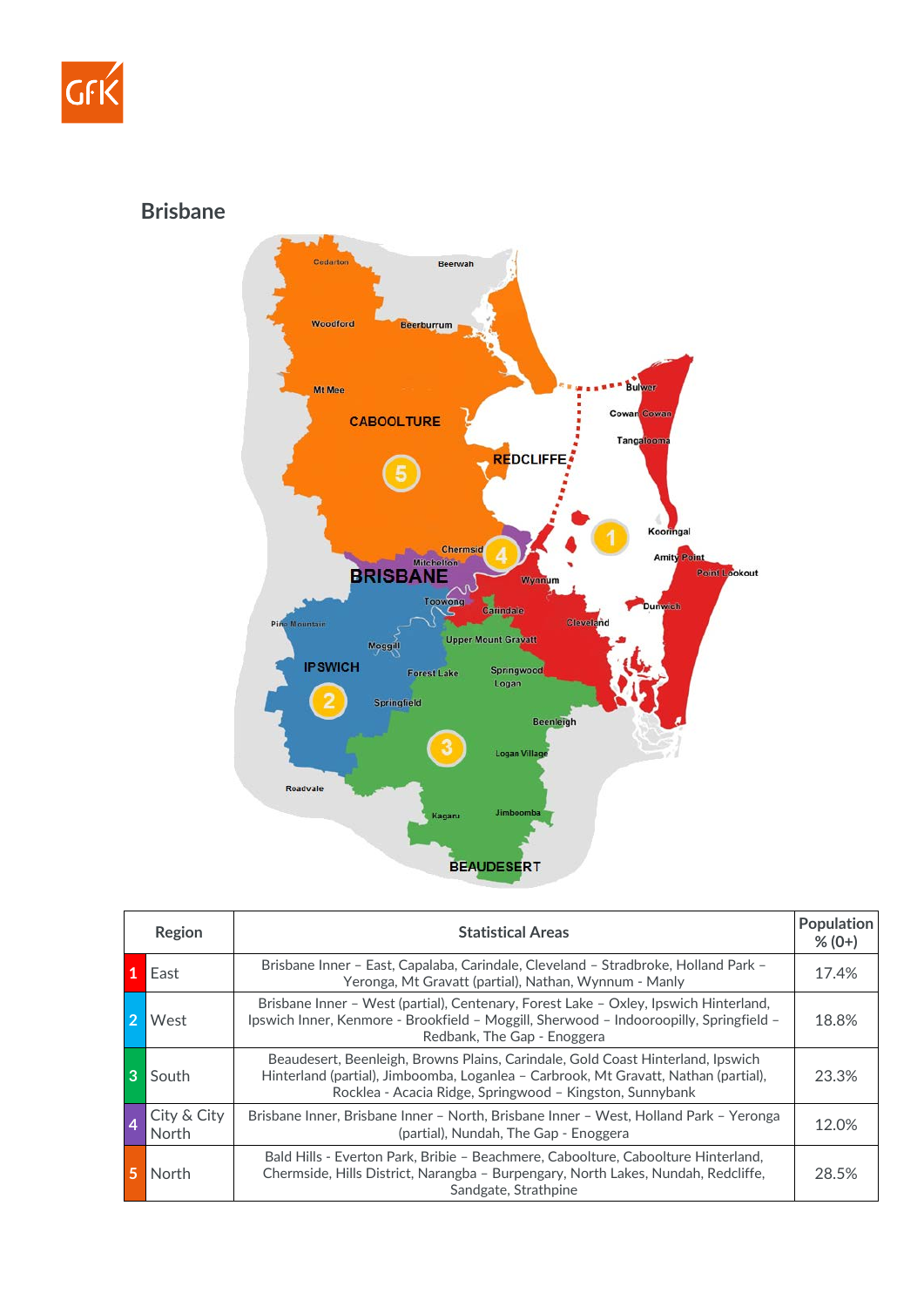## Brisbane

| Region | | Statistical Areas | Population % (0+) |
|---|---|---|---|
| 1 | East | Brisbane Inner – East, Capalaba, Carindale, Cleveland – Stradbroke, Holland Park – Yeronga, Mt Gravatt (partial), Nathan, Wynnum - Manly | 17.4% |
| 2 | West | Brisbane Inner – West (partial), Centenary, Forest Lake – Oxley, Ipswich Hinterland, Ipswich Inner, Kenmore - Brookfield – Moggill, Sherwood – Indooroopilly, Springfield – Redbank, The Gap - Enoggera | 18.8% |
| 3 | South | Beaudesert, Beenleigh, Browns Plains, Carindale, Gold Coast Hinterland, Ipswich Hinterland (partial), Jimboomba, Loganlea – Carbrook, Mt Gravatt, Nathan (partial), Rocklea - Acacia Ridge, Springwood – Kingston, Sunnybank | 23.3% |
| 4 | City & City North | Brisbane Inner, Brisbane Inner – North, Brisbane Inner – West, Holland Park – Yeronga (partial), Nundah, The Gap - Enoggera | 12.0% |
| 5 | North | Bald Hills - Everton Park, Bribie – Beachmere, Caboolture, Caboolture Hinterland, Chermside, Hills District, Narangba – Burpengary, North Lakes, Nundah, Redcliffe, Sandgate, Strathpine | 28.5% |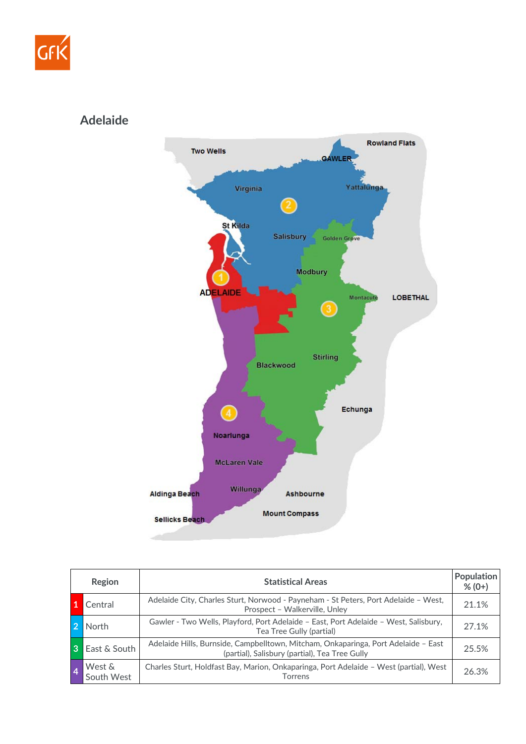## Adelaide

| Region | Statistical Areas | Population % (0+) |
|---|---|---|
| 1 Central | Adelaide City, Charles Sturt, Norwood - Payneham - St Peters, Port Adelaide – West, Prospect – Walkerville, Unley | 21.1% |
| 2 North | Gawler - Two Wells, Playford, Port Adelaide – East, Port Adelaide – West, Salisbury, Tea Tree Gully (partial) | 27.1% |
| 3 East & South | Adelaide Hills, Burnside, Campbelltown, Mitcham, Onkaparinga, Port Adelaide – East (partial), Salisbury (partial), Tea Tree Gully | 25.5% |
| 4 West & South West | Charles Sturt, Holdfast Bay, Marion, Onkaparinga, Port Adelaide – West (partial), West Torrens | 26.3% |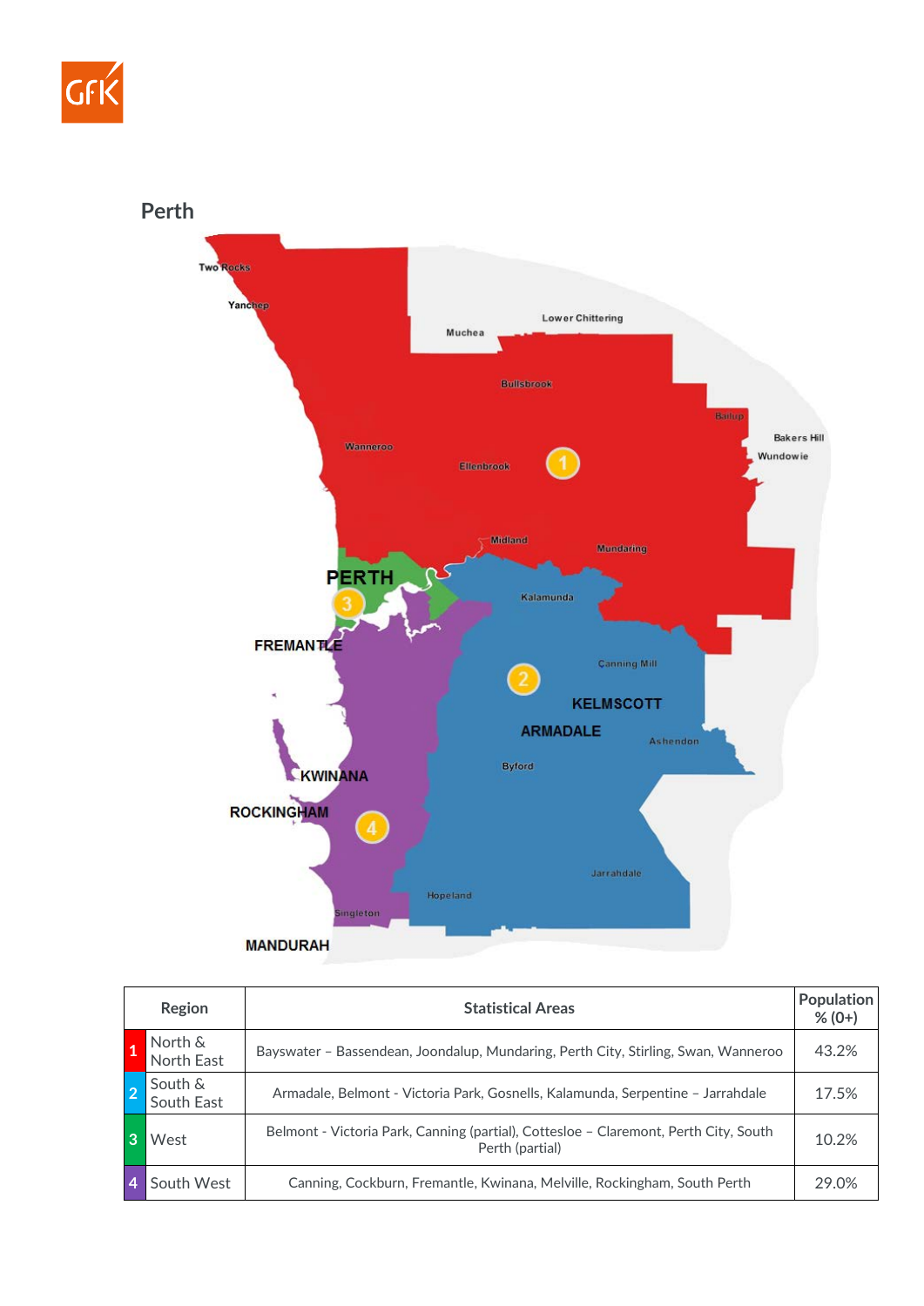## Perth

| Region | Statistical Areas | Population % (0+) |
|---|---|---|
| 1 North & North East | Bayswater – Bassendean, Joondalup, Mundaring, Perth City, Stirling, Swan, Wanneroo | 43.2% |
| 2 South & South East | Armadale, Belmont - Victoria Park, Gosnells, Kalamunda, Serpentine – Jarrahdale | 17.5% |
| 3 West | Belmont - Victoria Park, Canning (partial), Cottesloe – Claremont, Perth City, South Perth (partial) | 10.2% |
| 4 South West | Canning, Cockburn, Fremantle, Kwinana, Melville, Rockingham, South Perth | 29.0% |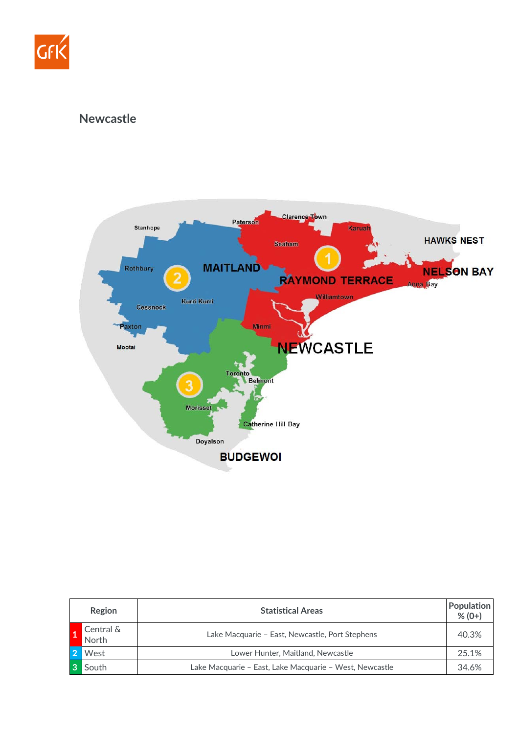## Newcastle

| Region | | Statistical Areas | Population % (0+) |
|---|---|---|---|
| 1 | Central & North | Lake Macquarie – East, Newcastle, Port Stephens | 40.3% |
| 2 | West | Lower Hunter, Maitland, Newcastle | 25.1% |
| 3 | South | Lake Macquarie – East, Lake Macquarie – West, Newcastle | 34.6% |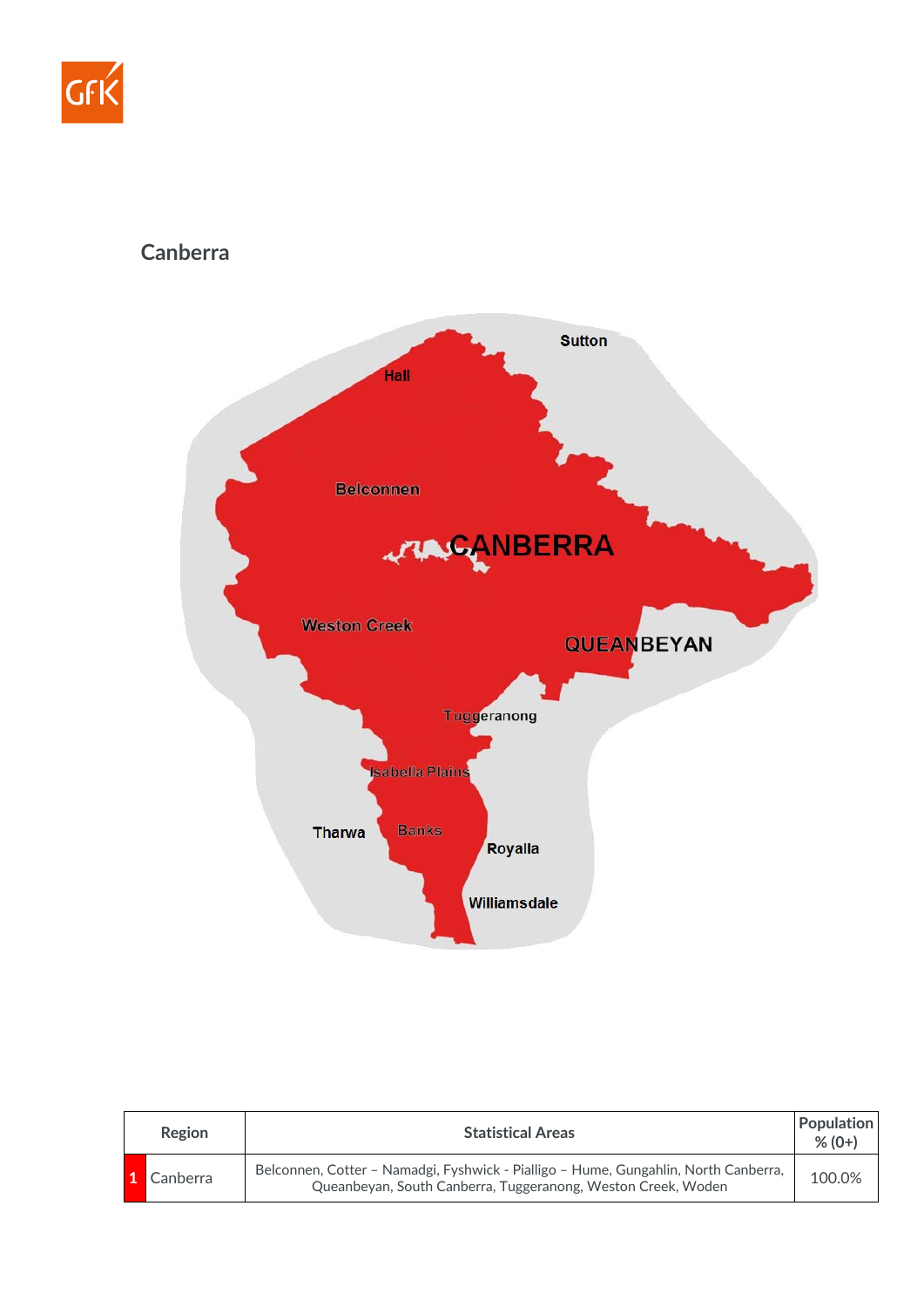## Canberra

| Region | Statistical Areas | Population % (0+) |
|---|---|---|
| 1 Canberra | Belconnen, Cotter – Namadgi, Fyshwick - Pialligo – Hume, Gungahlin, North Canberra, Queanbeyan, South Canberra, Tuggeranong, Weston Creek, Woden | 100.0% |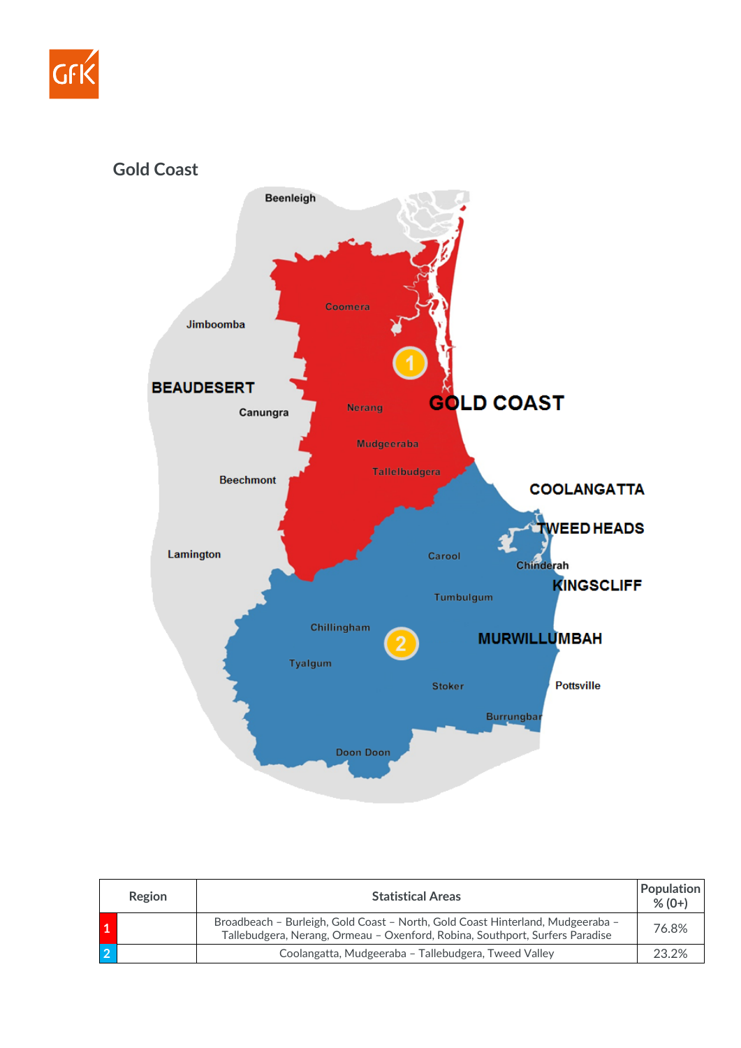## Gold Coast

Beenleigh
Coomera
Jimboomba
1
BEAUDESERT
Canungra
Nerang
GOLD COAST
Mudgeeraba
Tallebudgera
Beechmont
COOLANGATTA
TWEED HEADS
Lamington
Carool
Chinderah
KINGSCLIFF
Tumbulgum
Chillingham
2
MURWILLUMBAH
Tyalgum
Stoker
Pottsville
Burrungbar
Doon Doon

| Region | Statistical Areas | Population % (0+) |
|---|---|---|
| 1 | Broadbeach – Burleigh, Gold Coast – North, Gold Coast Hinterland, Mudgeeraba – Tallebudgera, Nerang, Ormeau – Oxenford, Robina, Southport, Surfers Paradise | 76.8% |
| 2 | Coolangatta, Mudgeeraba – Tallebudgera, Tweed Valley | 23.2% |